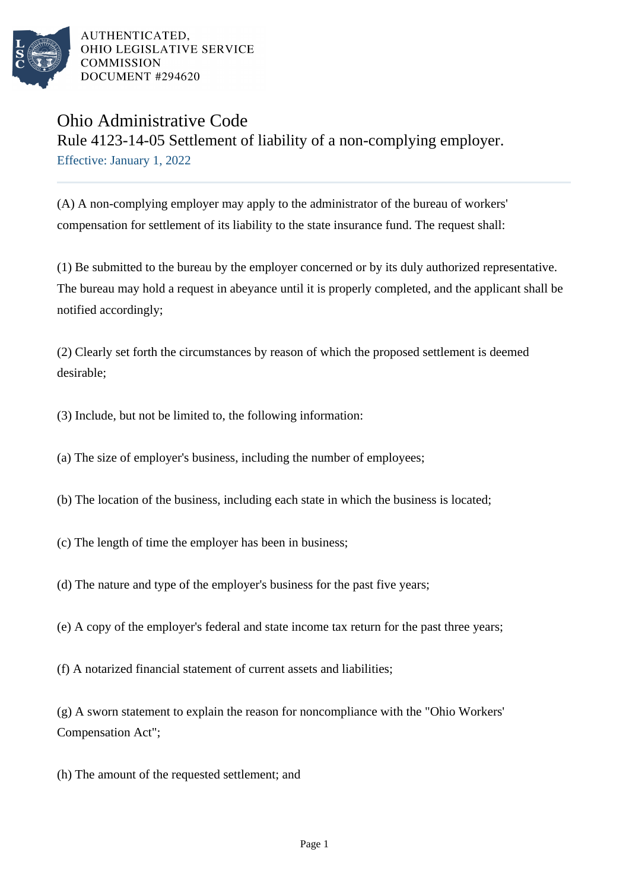AUTHENTICATED,
OHIO LEGISLATIVE SERVICE
COMMISSION
DOCUMENT #294620

# Ohio Administrative Code

## Rule 4123-14-05 Settlement of liability of a non-complying employer.

Effective: January 1, 2022

---

(A) A non-complying employer may apply to the administrator of the bureau of workers' compensation for settlement of its liability to the state insurance fund. The request shall:

(1) Be submitted to the bureau by the employer concerned or by its duly authorized representative. The bureau may hold a request in abeyance until it is properly completed, and the applicant shall be notified accordingly;

(2) Clearly set forth the circumstances by reason of which the proposed settlement is deemed desirable;

(3) Include, but not be limited to, the following information:

(a) The size of employer's business, including the number of employees;

(b) The location of the business, including each state in which the business is located;

(c) The length of time the employer has been in business;

(d) The nature and type of the employer's business for the past five years;

(e) A copy of the employer's federal and state income tax return for the past three years;

(f) A notarized financial statement of current assets and liabilities;

(g) A sworn statement to explain the reason for noncompliance with the "Ohio Workers' Compensation Act";

(h) The amount of the requested settlement; and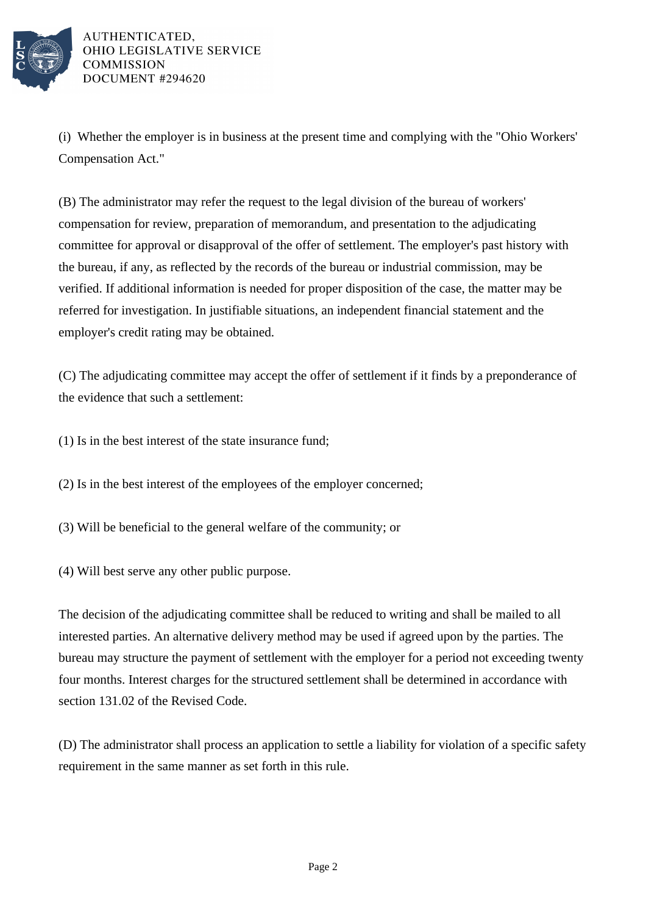(i) Whether the employer is in business at the present time and complying with the "Ohio Workers' Compensation Act."

(B) The administrator may refer the request to the legal division of the bureau of workers' compensation for review, preparation of memorandum, and presentation to the adjudicating committee for approval or disapproval of the offer of settlement. The employer's past history with the bureau, if any, as reflected by the records of the bureau or industrial commission, may be verified. If additional information is needed for proper disposition of the case, the matter may be referred for investigation. In justifiable situations, an independent financial statement and the employer's credit rating may be obtained.

(C) The adjudicating committee may accept the offer of settlement if it finds by a preponderance of the evidence that such a settlement:

(1) Is in the best interest of the state insurance fund;

(2) Is in the best interest of the employees of the employer concerned;

(3) Will be beneficial to the general welfare of the community; or

(4) Will best serve any other public purpose.

The decision of the adjudicating committee shall be reduced to writing and shall be mailed to all interested parties. An alternative delivery method may be used if agreed upon by the parties. The bureau may structure the payment of settlement with the employer for a period not exceeding twenty four months. Interest charges for the structured settlement shall be determined in accordance with section 131.02 of the Revised Code.

(D) The administrator shall process an application to settle a liability for violation of a specific safety requirement in the same manner as set forth in this rule.